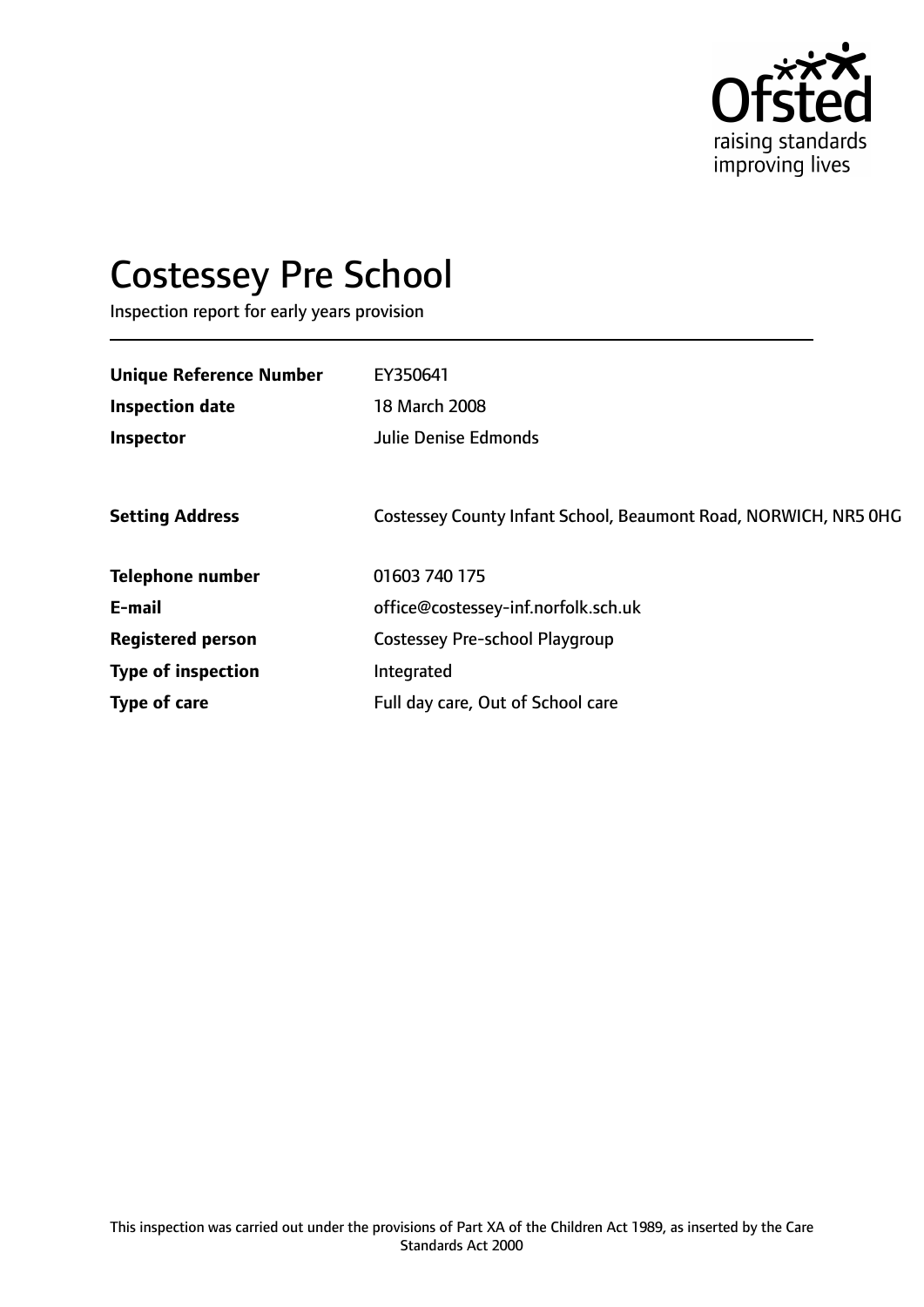# Costessey Pre School

Inspection report for early years provision

| | |
|---|---|
| **Unique Reference Number** | EY350641 |
| **Inspection date** | 18 March 2008 |
| **Inspector** | Julie Denise Edmonds |
| **Setting Address** | Costessey County Infant School, Beaumont Road, NORWICH, NR5 0HG |
| **Telephone number** | 01603 740 175 |
| **E-mail** | office@costessey-inf.norfolk.sch.uk |
| **Registered person** | Costessey Pre-school Playgroup |
| **Type of inspection** | Integrated |
| **Type of care** | Full day care, Out of School care |

This inspection was carried out under the provisions of Part XA of the Children Act 1989, as inserted by the Care Standards Act 2000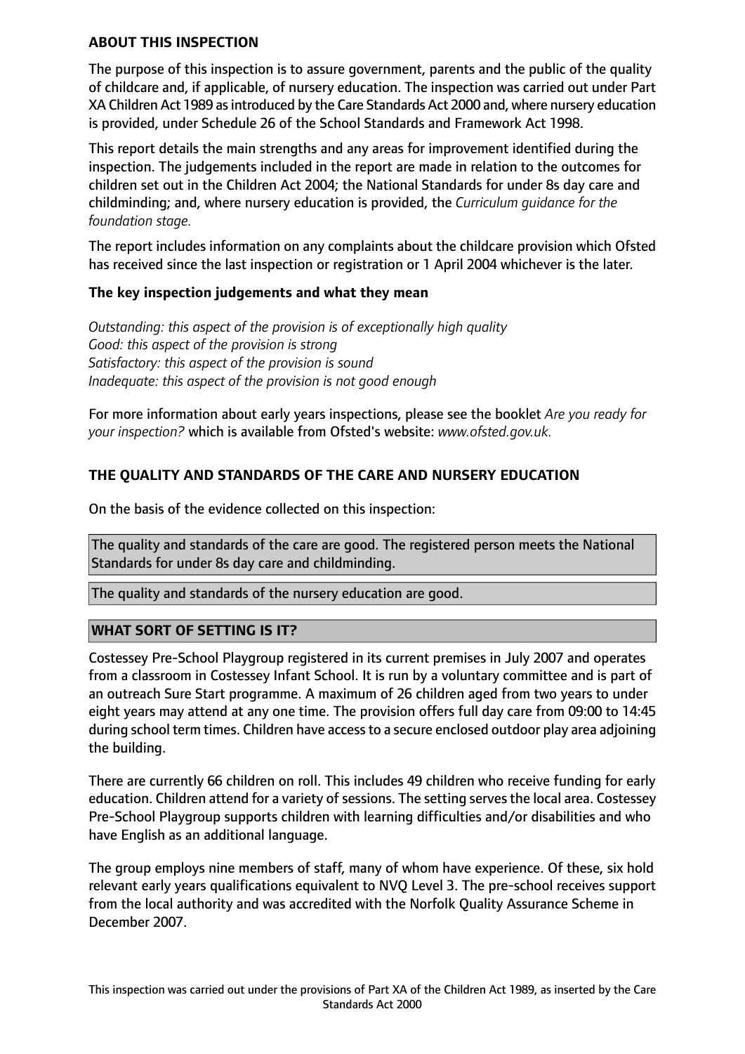## ABOUT THIS INSPECTION

The purpose of this inspection is to assure government, parents and the public of the quality of childcare and, if applicable, of nursery education. The inspection was carried out under Part XA Children Act 1989 as introduced by the Care Standards Act 2000 and, where nursery education is provided, under Schedule 26 of the School Standards and Framework Act 1998.

This report details the main strengths and any areas for improvement identified during the inspection. The judgements included in the report are made in relation to the outcomes for children set out in the Children Act 2004; the National Standards for under 8s day care and childminding; and, where nursery education is provided, the *Curriculum guidance for the foundation stage.*

The report includes information on any complaints about the childcare provision which Ofsted has received since the last inspection or registration or 1 April 2004 whichever is the later.

### The key inspection judgements and what they mean

*Outstanding: this aspect of the provision is of exceptionally high quality*
*Good: this aspect of the provision is strong*
*Satisfactory: this aspect of the provision is sound*
*Inadequate: this aspect of the provision is not good enough*

For more information about early years inspections, please see the booklet *Are you ready for your inspection?* which is available from Ofsted's website: *www.ofsted.gov.uk.*

## THE QUALITY AND STANDARDS OF THE CARE AND NURSERY EDUCATION

On the basis of the evidence collected on this inspection:

The quality and standards of the care are good. The registered person meets the National Standards for under 8s day care and childminding.

The quality and standards of the nursery education are good.

## WHAT SORT OF SETTING IS IT?

Costessey Pre-School Playgroup registered in its current premises in July 2007 and operates from a classroom in Costessey Infant School. It is run by a voluntary committee and is part of an outreach Sure Start programme. A maximum of 26 children aged from two years to under eight years may attend at any one time. The provision offers full day care from 09:00 to 14:45 during school term times. Children have access to a secure enclosed outdoor play area adjoining the building.

There are currently 66 children on roll. This includes 49 children who receive funding for early education. Children attend for a variety of sessions. The setting serves the local area. Costessey Pre-School Playgroup supports children with learning difficulties and/or disabilities and who have English as an additional language.

The group employs nine members of staff, many of whom have experience. Of these, six hold relevant early years qualifications equivalent to NVQ Level 3. The pre-school receives support from the local authority and was accredited with the Norfolk Quality Assurance Scheme in December 2007.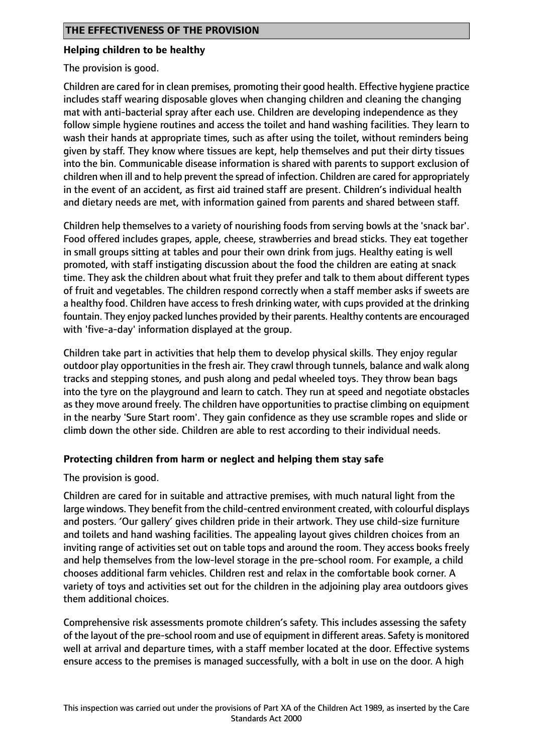## THE EFFECTIVENESS OF THE PROVISION

### Helping children to be healthy

The provision is good.

Children are cared for in clean premises, promoting their good health. Effective hygiene practice includes staff wearing disposable gloves when changing children and cleaning the changing mat with anti-bacterial spray after each use. Children are developing independence as they follow simple hygiene routines and access the toilet and hand washing facilities. They learn to wash their hands at appropriate times, such as after using the toilet, without reminders being given by staff. They know where tissues are kept, help themselves and put their dirty tissues into the bin. Communicable disease information is shared with parents to support exclusion of children when ill and to help prevent the spread of infection. Children are cared for appropriately in the event of an accident, as first aid trained staff are present. Children's individual health and dietary needs are met, with information gained from parents and shared between staff.

Children help themselves to a variety of nourishing foods from serving bowls at the 'snack bar'. Food offered includes grapes, apple, cheese, strawberries and bread sticks. They eat together in small groups sitting at tables and pour their own drink from jugs. Healthy eating is well promoted, with staff instigating discussion about the food the children are eating at snack time. They ask the children about what fruit they prefer and talk to them about different types of fruit and vegetables. The children respond correctly when a staff member asks if sweets are a healthy food. Children have access to fresh drinking water, with cups provided at the drinking fountain. They enjoy packed lunches provided by their parents. Healthy contents are encouraged with 'five-a-day' information displayed at the group.

Children take part in activities that help them to develop physical skills. They enjoy regular outdoor play opportunities in the fresh air. They crawl through tunnels, balance and walk along tracks and stepping stones, and push along and pedal wheeled toys. They throw bean bags into the tyre on the playground and learn to catch. They run at speed and negotiate obstacles as they move around freely. The children have opportunities to practise climbing on equipment in the nearby 'Sure Start room'. They gain confidence as they use scramble ropes and slide or climb down the other side. Children are able to rest according to their individual needs.

### Protecting children from harm or neglect and helping them stay safe

The provision is good.

Children are cared for in suitable and attractive premises, with much natural light from the large windows. They benefit from the child-centred environment created, with colourful displays and posters. 'Our gallery' gives children pride in their artwork. They use child-size furniture and toilets and hand washing facilities. The appealing layout gives children choices from an inviting range of activities set out on table tops and around the room. They access books freely and help themselves from the low-level storage in the pre-school room. For example, a child chooses additional farm vehicles. Children rest and relax in the comfortable book corner. A variety of toys and activities set out for the children in the adjoining play area outdoors gives them additional choices.

Comprehensive risk assessments promote children's safety. This includes assessing the safety of the layout of the pre-school room and use of equipment in different areas. Safety is monitored well at arrival and departure times, with a staff member located at the door. Effective systems ensure access to the premises is managed successfully, with a bolt in use on the door. A high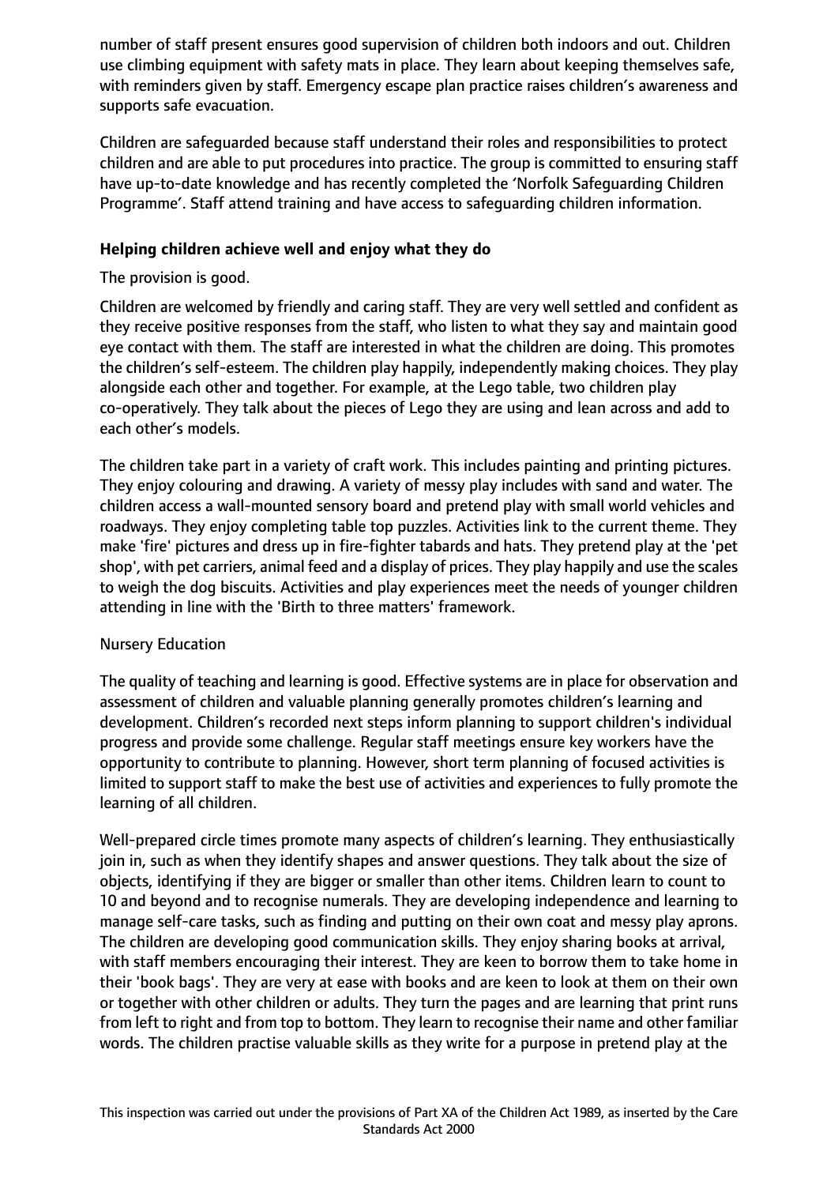number of staff present ensures good supervision of children both indoors and out. Children use climbing equipment with safety mats in place. They learn about keeping themselves safe, with reminders given by staff. Emergency escape plan practice raises children's awareness and supports safe evacuation.

Children are safeguarded because staff understand their roles and responsibilities to protect children and are able to put procedures into practice. The group is committed to ensuring staff have up-to-date knowledge and has recently completed the 'Norfolk Safeguarding Children Programme'. Staff attend training and have access to safeguarding children information.

**Helping children achieve well and enjoy what they do**

The provision is good.

Children are welcomed by friendly and caring staff. They are very well settled and confident as they receive positive responses from the staff, who listen to what they say and maintain good eye contact with them. The staff are interested in what the children are doing. This promotes the children's self-esteem. The children play happily, independently making choices. They play alongside each other and together. For example, at the Lego table, two children play co-operatively. They talk about the pieces of Lego they are using and lean across and add to each other's models.

The children take part in a variety of craft work. This includes painting and printing pictures. They enjoy colouring and drawing. A variety of messy play includes with sand and water. The children access a wall-mounted sensory board and pretend play with small world vehicles and roadways. They enjoy completing table top puzzles. Activities link to the current theme. They make 'fire' pictures and dress up in fire-fighter tabards and hats. They pretend play at the 'pet shop', with pet carriers, animal feed and a display of prices. They play happily and use the scales to weigh the dog biscuits. Activities and play experiences meet the needs of younger children attending in line with the 'Birth to three matters' framework.

Nursery Education

The quality of teaching and learning is good. Effective systems are in place for observation and assessment of children and valuable planning generally promotes children's learning and development. Children's recorded next steps inform planning to support children's individual progress and provide some challenge. Regular staff meetings ensure key workers have the opportunity to contribute to planning. However, short term planning of focused activities is limited to support staff to make the best use of activities and experiences to fully promote the learning of all children.

Well-prepared circle times promote many aspects of children's learning. They enthusiastically join in, such as when they identify shapes and answer questions. They talk about the size of objects, identifying if they are bigger or smaller than other items. Children learn to count to 10 and beyond and to recognise numerals. They are developing independence and learning to manage self-care tasks, such as finding and putting on their own coat and messy play aprons. The children are developing good communication skills. They enjoy sharing books at arrival, with staff members encouraging their interest. They are keen to borrow them to take home in their 'book bags'. They are very at ease with books and are keen to look at them on their own or together with other children or adults. They turn the pages and are learning that print runs from left to right and from top to bottom. They learn to recognise their name and other familiar words. The children practise valuable skills as they write for a purpose in pretend play at the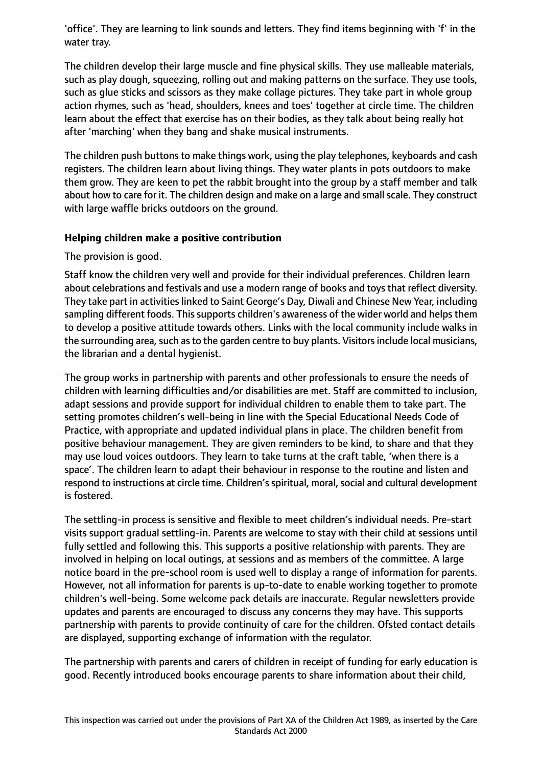'office'. They are learning to link sounds and letters. They find items beginning with 'f' in the water tray.

The children develop their large muscle and fine physical skills. They use malleable materials, such as play dough, squeezing, rolling out and making patterns on the surface. They use tools, such as glue sticks and scissors as they make collage pictures. They take part in whole group action rhymes, such as 'head, shoulders, knees and toes' together at circle time. The children learn about the effect that exercise has on their bodies, as they talk about being really hot after 'marching' when they bang and shake musical instruments.

The children push buttons to make things work, using the play telephones, keyboards and cash registers. The children learn about living things. They water plants in pots outdoors to make them grow. They are keen to pet the rabbit brought into the group by a staff member and talk about how to care for it. The children design and make on a large and small scale. They construct with large waffle bricks outdoors on the ground.

**Helping children make a positive contribution**

The provision is good.

Staff know the children very well and provide for their individual preferences. Children learn about celebrations and festivals and use a modern range of books and toys that reflect diversity. They take part in activities linked to Saint George's Day, Diwali and Chinese New Year, including sampling different foods. This supports children's awareness of the wider world and helps them to develop a positive attitude towards others. Links with the local community include walks in the surrounding area, such as to the garden centre to buy plants. Visitors include local musicians, the librarian and a dental hygienist.

The group works in partnership with parents and other professionals to ensure the needs of children with learning difficulties and/or disabilities are met. Staff are committed to inclusion, adapt sessions and provide support for individual children to enable them to take part. The setting promotes children's well-being in line with the Special Educational Needs Code of Practice, with appropriate and updated individual plans in place. The children benefit from positive behaviour management. They are given reminders to be kind, to share and that they may use loud voices outdoors. They learn to take turns at the craft table, 'when there is a space'. The children learn to adapt their behaviour in response to the routine and listen and respond to instructions at circle time. Children's spiritual, moral, social and cultural development is fostered.

The settling-in process is sensitive and flexible to meet children's individual needs. Pre-start visits support gradual settling-in. Parents are welcome to stay with their child at sessions until fully settled and following this. This supports a positive relationship with parents. They are involved in helping on local outings, at sessions and as members of the committee. A large notice board in the pre-school room is used well to display a range of information for parents. However, not all information for parents is up-to-date to enable working together to promote children's well-being. Some welcome pack details are inaccurate. Regular newsletters provide updates and parents are encouraged to discuss any concerns they may have. This supports partnership with parents to provide continuity of care for the children. Ofsted contact details are displayed, supporting exchange of information with the regulator.

The partnership with parents and carers of children in receipt of funding for early education is good. Recently introduced books encourage parents to share information about their child,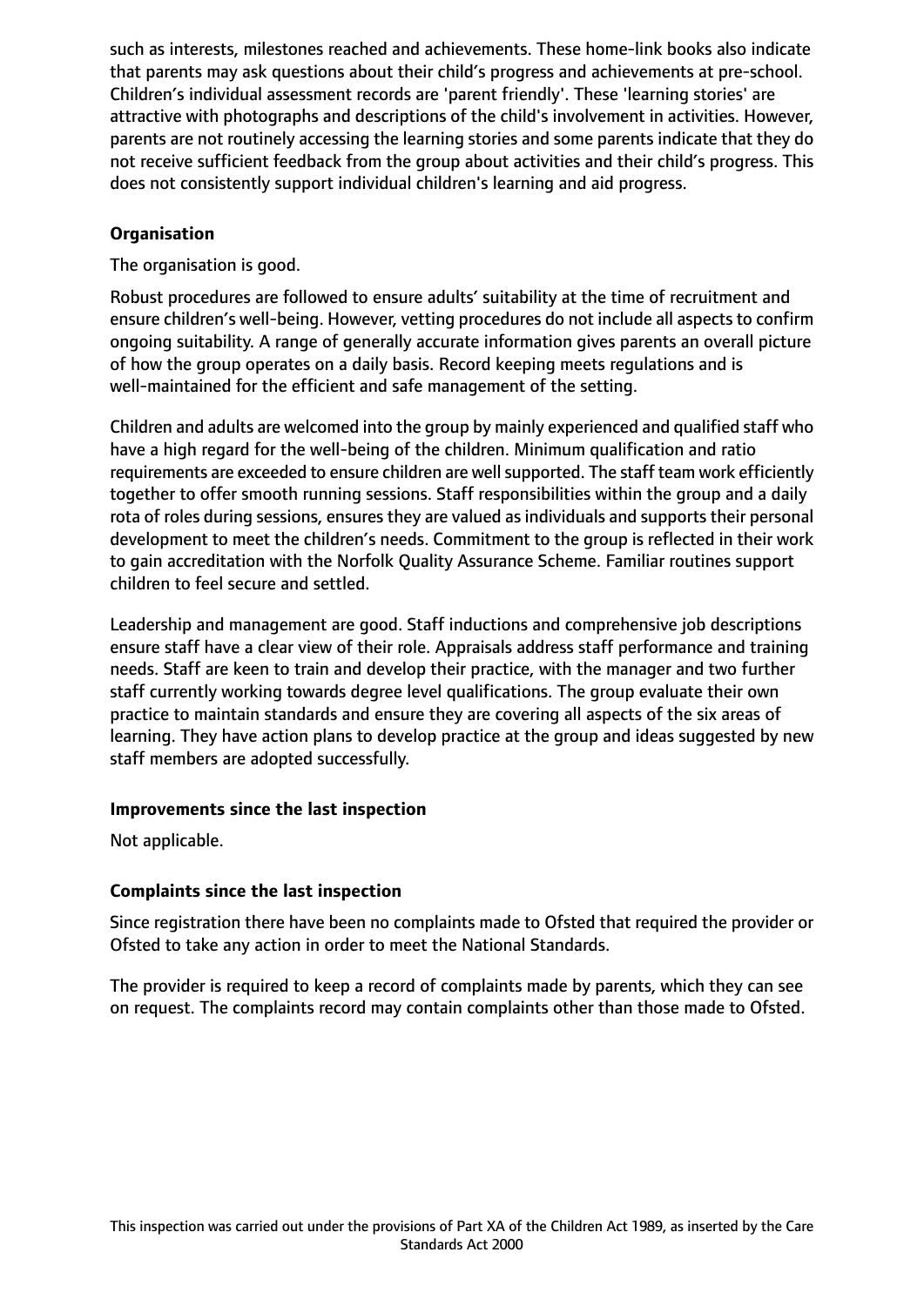such as interests, milestones reached and achievements. These home-link books also indicate that parents may ask questions about their child's progress and achievements at pre-school. Children's individual assessment records are 'parent friendly'. These 'learning stories' are attractive with photographs and descriptions of the child's involvement in activities. However, parents are not routinely accessing the learning stories and some parents indicate that they do not receive sufficient feedback from the group about activities and their child's progress. This does not consistently support individual children's learning and aid progress.

### Organisation

The organisation is good.

Robust procedures are followed to ensure adults' suitability at the time of recruitment and ensure children's well-being. However, vetting procedures do not include all aspects to confirm ongoing suitability. A range of generally accurate information gives parents an overall picture of how the group operates on a daily basis. Record keeping meets regulations and is well-maintained for the efficient and safe management of the setting.

Children and adults are welcomed into the group by mainly experienced and qualified staff who have a high regard for the well-being of the children. Minimum qualification and ratio requirements are exceeded to ensure children are well supported. The staff team work efficiently together to offer smooth running sessions. Staff responsibilities within the group and a daily rota of roles during sessions, ensures they are valued as individuals and supports their personal development to meet the children's needs. Commitment to the group is reflected in their work to gain accreditation with the Norfolk Quality Assurance Scheme. Familiar routines support children to feel secure and settled.

Leadership and management are good. Staff inductions and comprehensive job descriptions ensure staff have a clear view of their role. Appraisals address staff performance and training needs. Staff are keen to train and develop their practice, with the manager and two further staff currently working towards degree level qualifications. The group evaluate their own practice to maintain standards and ensure they are covering all aspects of the six areas of learning. They have action plans to develop practice at the group and ideas suggested by new staff members are adopted successfully.

### Improvements since the last inspection

Not applicable.

### Complaints since the last inspection

Since registration there have been no complaints made to Ofsted that required the provider or Ofsted to take any action in order to meet the National Standards.

The provider is required to keep a record of complaints made by parents, which they can see on request. The complaints record may contain complaints other than those made to Ofsted.

This inspection was carried out under the provisions of Part XA of the Children Act 1989, as inserted by the Care Standards Act 2000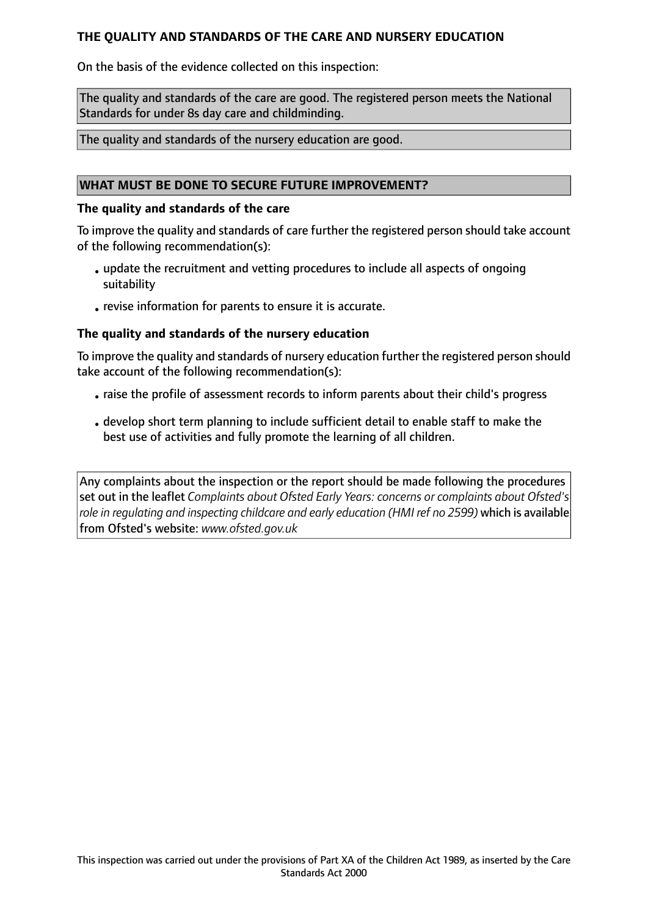## THE QUALITY AND STANDARDS OF THE CARE AND NURSERY EDUCATION

On the basis of the evidence collected on this inspection:

The quality and standards of the care are good. The registered person meets the National Standards for under 8s day care and childminding.

The quality and standards of the nursery education are good.

## WHAT MUST BE DONE TO SECURE FUTURE IMPROVEMENT?

### The quality and standards of the care

To improve the quality and standards of care further the registered person should take account of the following recommendation(s):

- update the recruitment and vetting procedures to include all aspects of ongoing suitability
- revise information for parents to ensure it is accurate.

### The quality and standards of the nursery education

To improve the quality and standards of nursery education further the registered person should take account of the following recommendation(s):

- raise the profile of assessment records to inform parents about their child's progress
- develop short term planning to include sufficient detail to enable staff to make the best use of activities and fully promote the learning of all children.

Any complaints about the inspection or the report should be made following the procedures set out in the leaflet *Complaints about Ofsted Early Years: concerns or complaints about Ofsted's role in regulating and inspecting childcare and early education (HMI ref no 2599)* which is available from Ofsted's website: *www.ofsted.gov.uk*

This inspection was carried out under the provisions of Part XA of the Children Act 1989, as inserted by the Care Standards Act 2000